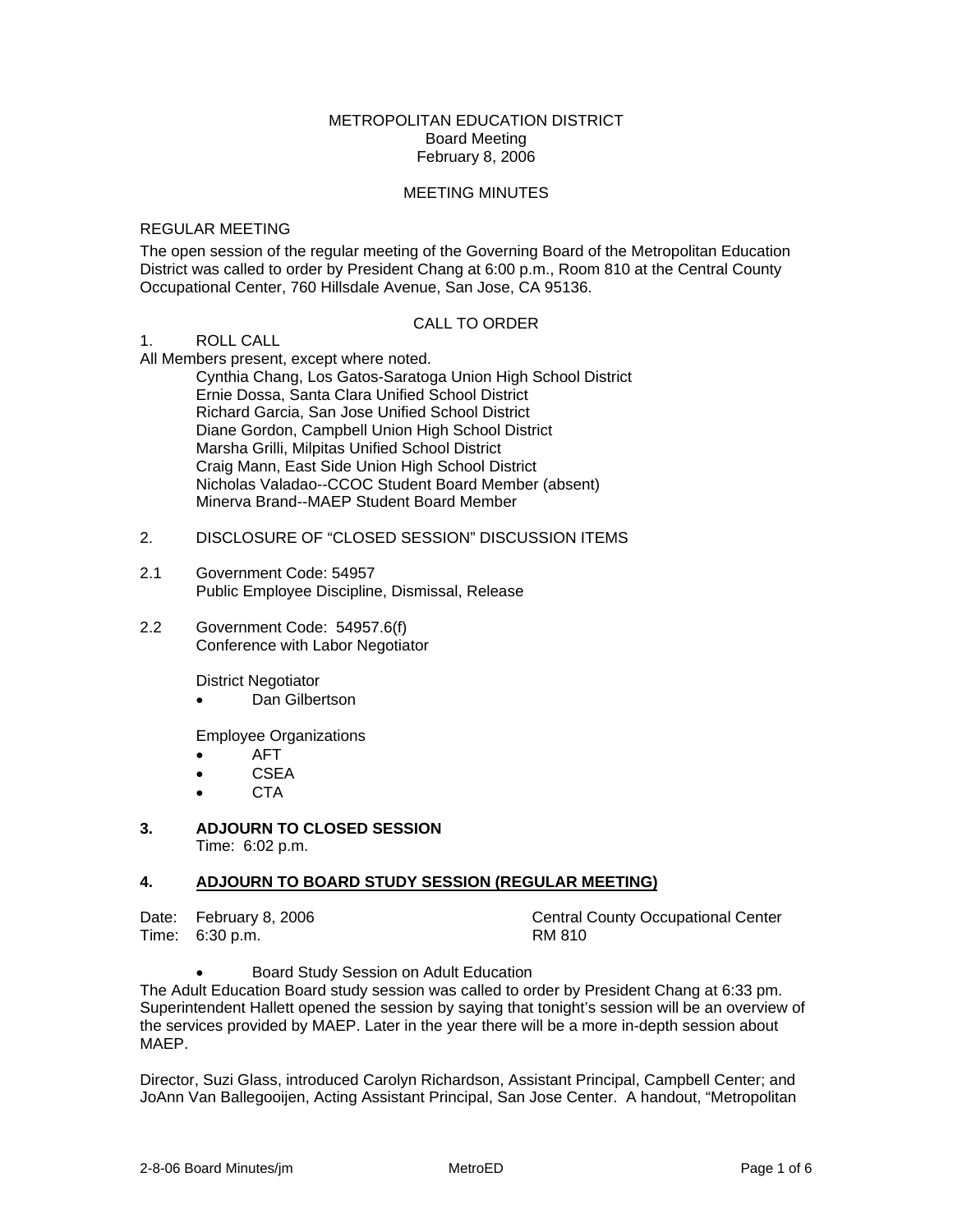METROPOLITAN EDUCATION DISTRICT
Board Meeting
February 8, 2006

MEETING MINUTES

REGULAR MEETING

The open session of the regular meeting of the Governing Board of the Metropolitan Education District was called to order by President Chang at 6:00 p.m., Room 810 at the Central County Occupational Center, 760 Hillsdale Avenue, San Jose, CA 95136.

CALL TO ORDER

1. ROLL CALL

All Members present, except where noted.

Cynthia Chang, Los Gatos-Saratoga Union High School District
Ernie Dossa, Santa Clara Unified School District
Richard Garcia, San Jose Unified School District
Diane Gordon, Campbell Union High School District
Marsha Grilli, Milpitas Unified School District
Craig Mann, East Side Union High School District
Nicholas Valadao--CCOC Student Board Member (absent)
Minerva Brand--MAEP Student Board Member

2. DISCLOSURE OF "CLOSED SESSION" DISCUSSION ITEMS

2.1 Government Code: 54957
Public Employee Discipline, Dismissal, Release

2.2 Government Code: 54957.6(f)
Conference with Labor Negotiator

District Negotiator

- Dan Gilbertson

Employee Organizations

- AFT
- CSEA
- CTA

**3. ADJOURN TO CLOSED SESSION**

Time: 6:02 p.m.

**4. <u>ADJOURN TO BOARD STUDY SESSION (REGULAR MEETING)</u>**

Date: February 8, 2006 — Central County Occupational Center
Time: 6:30 p.m. — RM 810

- Board Study Session on Adult Education

The Adult Education Board study session was called to order by President Chang at 6:33 pm. Superintendent Hallett opened the session by saying that tonight's session will be an overview of the services provided by MAEP. Later in the year there will be a more in-depth session about MAEP.

Director, Suzi Glass, introduced Carolyn Richardson, Assistant Principal, Campbell Center; and JoAnn Van Ballegooijen, Acting Assistant Principal, San Jose Center. A handout, "Metropolitan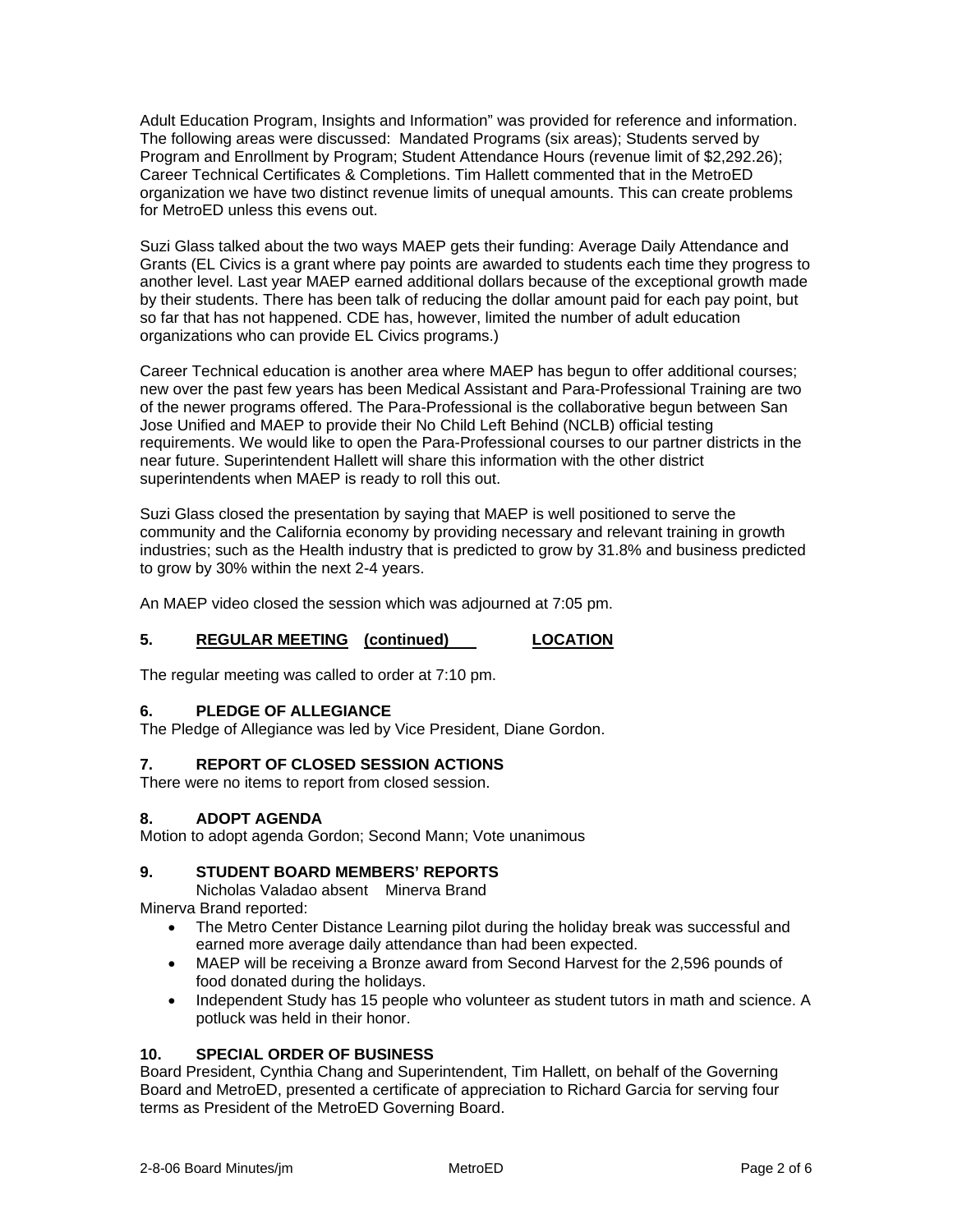Adult Education Program, Insights and Information" was provided for reference and information. The following areas were discussed: Mandated Programs (six areas); Students served by Program and Enrollment by Program; Student Attendance Hours (revenue limit of $2,292.26); Career Technical Certificates & Completions. Tim Hallett commented that in the MetroED organization we have two distinct revenue limits of unequal amounts. This can create problems for MetroED unless this evens out.

Suzi Glass talked about the two ways MAEP gets their funding: Average Daily Attendance and Grants (EL Civics is a grant where pay points are awarded to students each time they progress to another level. Last year MAEP earned additional dollars because of the exceptional growth made by their students. There has been talk of reducing the dollar amount paid for each pay point, but so far that has not happened. CDE has, however, limited the number of adult education organizations who can provide EL Civics programs.)

Career Technical education is another area where MAEP has begun to offer additional courses; new over the past few years has been Medical Assistant and Para-Professional Training are two of the newer programs offered. The Para-Professional is the collaborative begun between San Jose Unified and MAEP to provide their No Child Left Behind (NCLB) official testing requirements. We would like to open the Para-Professional courses to our partner districts in the near future. Superintendent Hallett will share this information with the other district superintendents when MAEP is ready to roll this out.

Suzi Glass closed the presentation by saying that MAEP is well positioned to serve the community and the California economy by providing necessary and relevant training in growth industries; such as the Health industry that is predicted to grow by 31.8% and business predicted to grow by 30% within the next 2-4 years.

An MAEP video closed the session which was adjourned at 7:05 pm.

## 5. REGULAR MEETING (continued) LOCATION

The regular meeting was called to order at 7:10 pm.

## 6. PLEDGE OF ALLEGIANCE

The Pledge of Allegiance was led by Vice President, Diane Gordon.

## 7. REPORT OF CLOSED SESSION ACTIONS

There were no items to report from closed session.

## 8. ADOPT AGENDA

Motion to adopt agenda Gordon; Second Mann; Vote unanimous

## 9. STUDENT BOARD MEMBERS' REPORTS

Nicholas Valadao absent Minerva Brand

Minerva Brand reported:

- The Metro Center Distance Learning pilot during the holiday break was successful and earned more average daily attendance than had been expected.
- MAEP will be receiving a Bronze award from Second Harvest for the 2,596 pounds of food donated during the holidays.
- Independent Study has 15 people who volunteer as student tutors in math and science. A potluck was held in their honor.

## 10. SPECIAL ORDER OF BUSINESS

Board President, Cynthia Chang and Superintendent, Tim Hallett, on behalf of the Governing Board and MetroED, presented a certificate of appreciation to Richard Garcia for serving four terms as President of the MetroED Governing Board.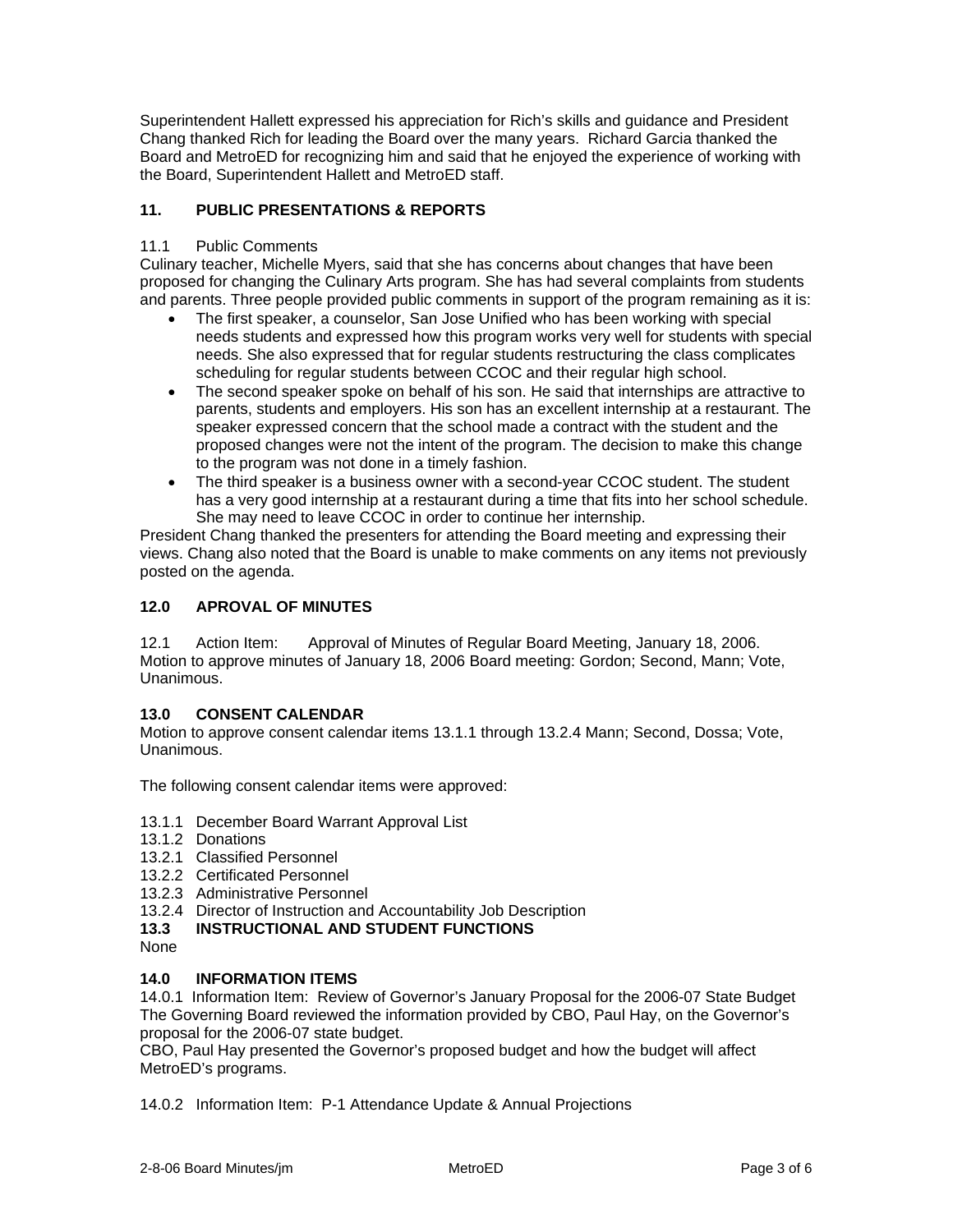Superintendent Hallett expressed his appreciation for Rich's skills and guidance and President Chang thanked Rich for leading the Board over the many years. Richard Garcia thanked the Board and MetroED for recognizing him and said that he enjoyed the experience of working with the Board, Superintendent Hallett and MetroED staff.

## 11. PUBLIC PRESENTATIONS & REPORTS

11.1 Public Comments

Culinary teacher, Michelle Myers, said that she has concerns about changes that have been proposed for changing the Culinary Arts program. She has had several complaints from students and parents. Three people provided public comments in support of the program remaining as it is:

- The first speaker, a counselor, San Jose Unified who has been working with special needs students and expressed how this program works very well for students with special needs. She also expressed that for regular students restructuring the class complicates scheduling for regular students between CCOC and their regular high school.
- The second speaker spoke on behalf of his son. He said that internships are attractive to parents, students and employers. His son has an excellent internship at a restaurant. The speaker expressed concern that the school made a contract with the student and the proposed changes were not the intent of the program. The decision to make this change to the program was not done in a timely fashion.
- The third speaker is a business owner with a second-year CCOC student. The student has a very good internship at a restaurant during a time that fits into her school schedule. She may need to leave CCOC in order to continue her internship.

President Chang thanked the presenters for attending the Board meeting and expressing their views. Chang also noted that the Board is unable to make comments on any items not previously posted on the agenda.

## 12.0 APROVAL OF MINUTES

12.1 Action Item: Approval of Minutes of Regular Board Meeting, January 18, 2006.
Motion to approve minutes of January 18, 2006 Board meeting: Gordon; Second, Mann; Vote, Unanimous.

## 13.0 CONSENT CALENDAR

Motion to approve consent calendar items 13.1.1 through 13.2.4 Mann; Second, Dossa; Vote, Unanimous.

The following consent calendar items were approved:

13.1.1 December Board Warrant Approval List
13.1.2 Donations
13.2.1 Classified Personnel
13.2.2 Certificated Personnel
13.2.3 Administrative Personnel
13.2.4 Director of Instruction and Accountability Job Description

**13.3 INSTRUCTIONAL AND STUDENT FUNCTIONS**

None

## 14.0 INFORMATION ITEMS

14.0.1 Information Item: Review of Governor's January Proposal for the 2006-07 State Budget
The Governing Board reviewed the information provided by CBO, Paul Hay, on the Governor's proposal for the 2006-07 state budget.
CBO, Paul Hay presented the Governor's proposed budget and how the budget will affect MetroED's programs.

14.0.2 Information Item: P-1 Attendance Update & Annual Projections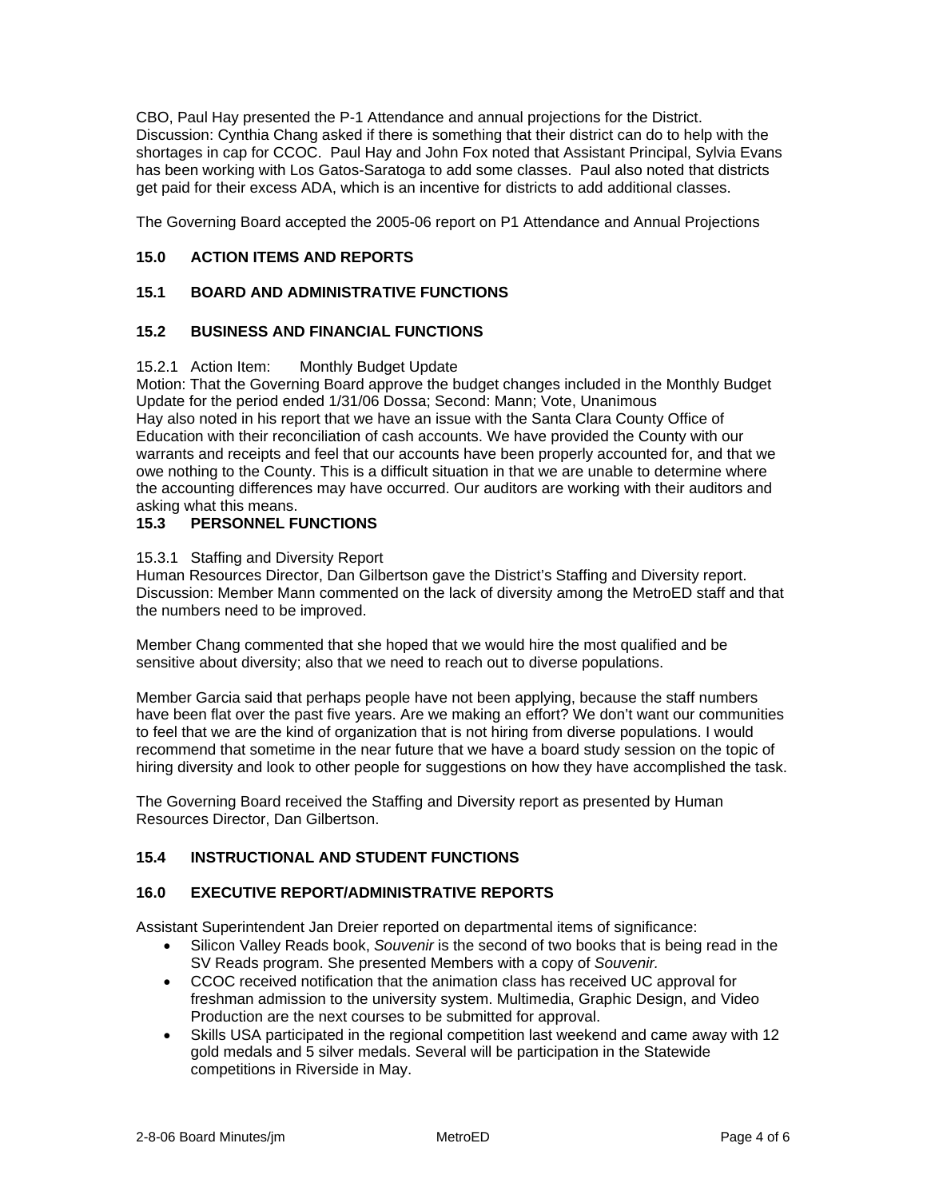CBO, Paul Hay presented the P-1 Attendance and annual projections for the District. Discussion: Cynthia Chang asked if there is something that their district can do to help with the shortages in cap for CCOC. Paul Hay and John Fox noted that Assistant Principal, Sylvia Evans has been working with Los Gatos-Saratoga to add some classes. Paul also noted that districts get paid for their excess ADA, which is an incentive for districts to add additional classes.

The Governing Board accepted the 2005-06 report on P1 Attendance and Annual Projections

## 15.0 ACTION ITEMS AND REPORTS

### 15.1 BOARD AND ADMINISTRATIVE FUNCTIONS

### 15.2 BUSINESS AND FINANCIAL FUNCTIONS

15.2.1 Action Item: Monthly Budget Update

Motion: That the Governing Board approve the budget changes included in the Monthly Budget Update for the period ended 1/31/06 Dossa; Second: Mann; Vote, Unanimous

Hay also noted in his report that we have an issue with the Santa Clara County Office of Education with their reconciliation of cash accounts. We have provided the County with our warrants and receipts and feel that our accounts have been properly accounted for, and that we owe nothing to the County. This is a difficult situation in that we are unable to determine where the accounting differences may have occurred. Our auditors are working with their auditors and asking what this means.

### 15.3 PERSONNEL FUNCTIONS

15.3.1 Staffing and Diversity Report

Human Resources Director, Dan Gilbertson gave the District's Staffing and Diversity report. Discussion: Member Mann commented on the lack of diversity among the MetroED staff and that the numbers need to be improved.

Member Chang commented that she hoped that we would hire the most qualified and be sensitive about diversity; also that we need to reach out to diverse populations.

Member Garcia said that perhaps people have not been applying, because the staff numbers have been flat over the past five years. Are we making an effort? We don't want our communities to feel that we are the kind of organization that is not hiring from diverse populations. I would recommend that sometime in the near future that we have a board study session on the topic of hiring diversity and look to other people for suggestions on how they have accomplished the task.

The Governing Board received the Staffing and Diversity report as presented by Human Resources Director, Dan Gilbertson.

### 15.4 INSTRUCTIONAL AND STUDENT FUNCTIONS

## 16.0 EXECUTIVE REPORT/ADMINISTRATIVE REPORTS

Assistant Superintendent Jan Dreier reported on departmental items of significance:

- Silicon Valley Reads book, *Souvenir* is the second of two books that is being read in the SV Reads program. She presented Members with a copy of *Souvenir.*
- CCOC received notification that the animation class has received UC approval for freshman admission to the university system. Multimedia, Graphic Design, and Video Production are the next courses to be submitted for approval.
- Skills USA participated in the regional competition last weekend and came away with 12 gold medals and 5 silver medals. Several will be participation in the Statewide competitions in Riverside in May.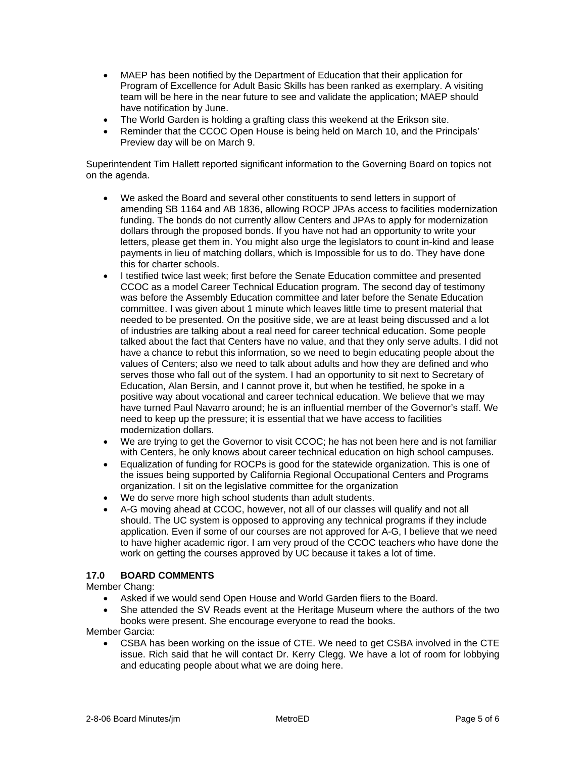- MAEP has been notified by the Department of Education that their application for Program of Excellence for Adult Basic Skills has been ranked as exemplary. A visiting team will be here in the near future to see and validate the application; MAEP should have notification by June.
- The World Garden is holding a grafting class this weekend at the Erikson site.
- Reminder that the CCOC Open House is being held on March 10, and the Principals' Preview day will be on March 9.

Superintendent Tim Hallett reported significant information to the Governing Board on topics not on the agenda.

- We asked the Board and several other constituents to send letters in support of amending SB 1164 and AB 1836, allowing ROCP JPAs access to facilities modernization funding. The bonds do not currently allow Centers and JPAs to apply for modernization dollars through the proposed bonds. If you have not had an opportunity to write your letters, please get them in. You might also urge the legislators to count in-kind and lease payments in lieu of matching dollars, which is Impossible for us to do. They have done this for charter schools.
- I testified twice last week; first before the Senate Education committee and presented CCOC as a model Career Technical Education program. The second day of testimony was before the Assembly Education committee and later before the Senate Education committee. I was given about 1 minute which leaves little time to present material that needed to be presented. On the positive side, we are at least being discussed and a lot of industries are talking about a real need for career technical education. Some people talked about the fact that Centers have no value, and that they only serve adults. I did not have a chance to rebut this information, so we need to begin educating people about the values of Centers; also we need to talk about adults and how they are defined and who serves those who fall out of the system. I had an opportunity to sit next to Secretary of Education, Alan Bersin, and I cannot prove it, but when he testified, he spoke in a positive way about vocational and career technical education. We believe that we may have turned Paul Navarro around; he is an influential member of the Governor's staff. We need to keep up the pressure; it is essential that we have access to facilities modernization dollars.
- We are trying to get the Governor to visit CCOC; he has not been here and is not familiar with Centers, he only knows about career technical education on high school campuses.
- Equalization of funding for ROCPs is good for the statewide organization. This is one of the issues being supported by California Regional Occupational Centers and Programs organization. I sit on the legislative committee for the organization
- We do serve more high school students than adult students.
- A-G moving ahead at CCOC, however, not all of our classes will qualify and not all should. The UC system is opposed to approving any technical programs if they include application. Even if some of our courses are not approved for A-G, I believe that we need to have higher academic rigor. I am very proud of the CCOC teachers who have done the work on getting the courses approved by UC because it takes a lot of time.

### 17.0 BOARD COMMENTS

Member Chang:

- Asked if we would send Open House and World Garden fliers to the Board.
- She attended the SV Reads event at the Heritage Museum where the authors of the two books were present. She encourage everyone to read the books.

Member Garcia:

- CSBA has been working on the issue of CTE. We need to get CSBA involved in the CTE issue. Rich said that he will contact Dr. Kerry Clegg. We have a lot of room for lobbying and educating people about what we are doing here.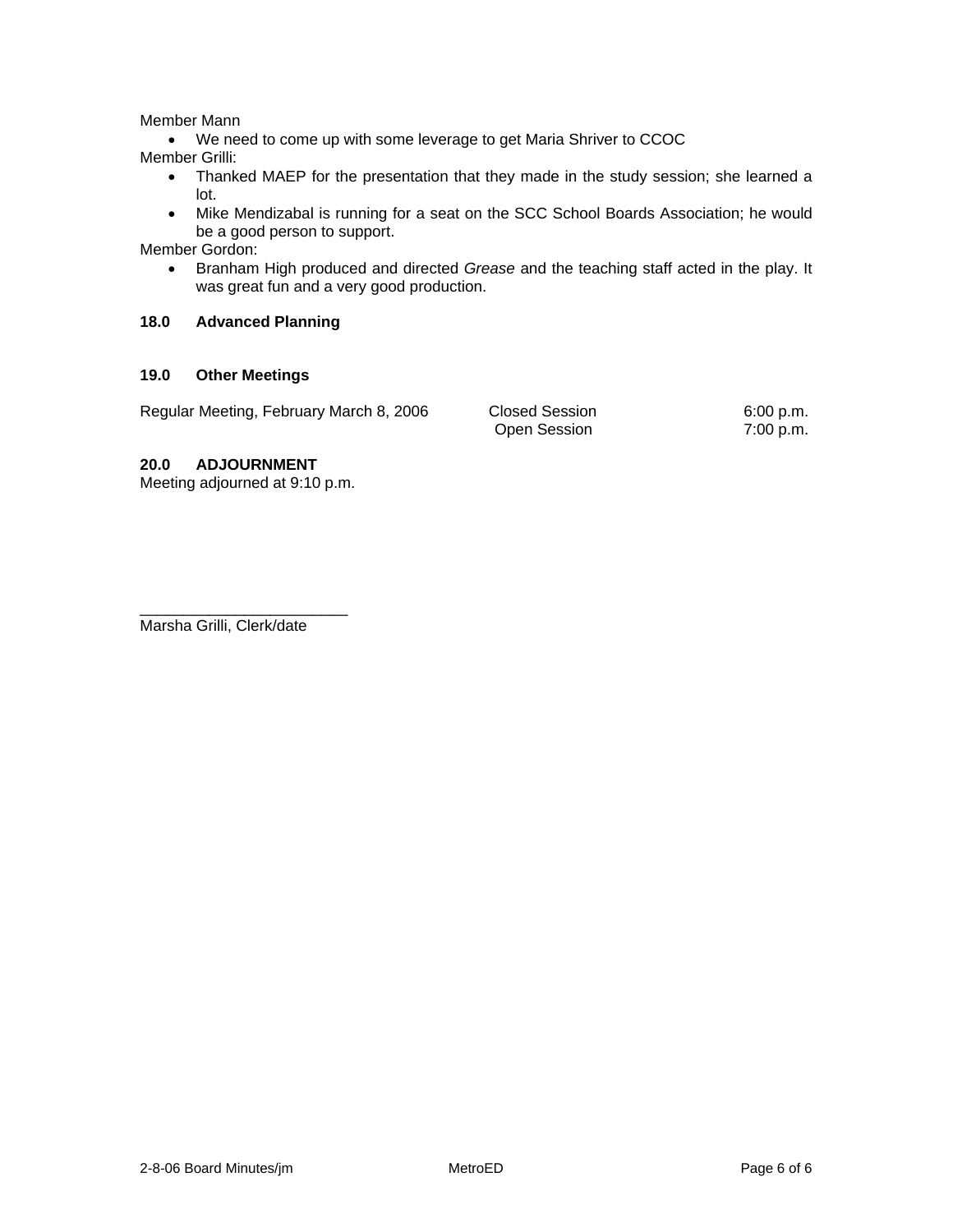Member Mann

- We need to come up with some leverage to get Maria Shriver to CCOC

Member Grilli:

- Thanked MAEP for the presentation that they made in the study session; she learned a lot.
- Mike Mendizabal is running for a seat on the SCC School Boards Association; he would be a good person to support.

Member Gordon:

- Branham High produced and directed *Grease* and the teaching staff acted in the play. It was great fun and a very good production.

### 18.0 Advanced Planning

### 19.0 Other Meetings

| | | |
|---|---|---|
| Regular Meeting, February March 8, 2006 | Closed Session | 6:00 p.m. |
| | Open Session | 7:00 p.m. |

### 20.0 ADJOURNMENT

Meeting adjourned at 9:10 p.m.

________________________

Marsha Grilli, Clerk/date